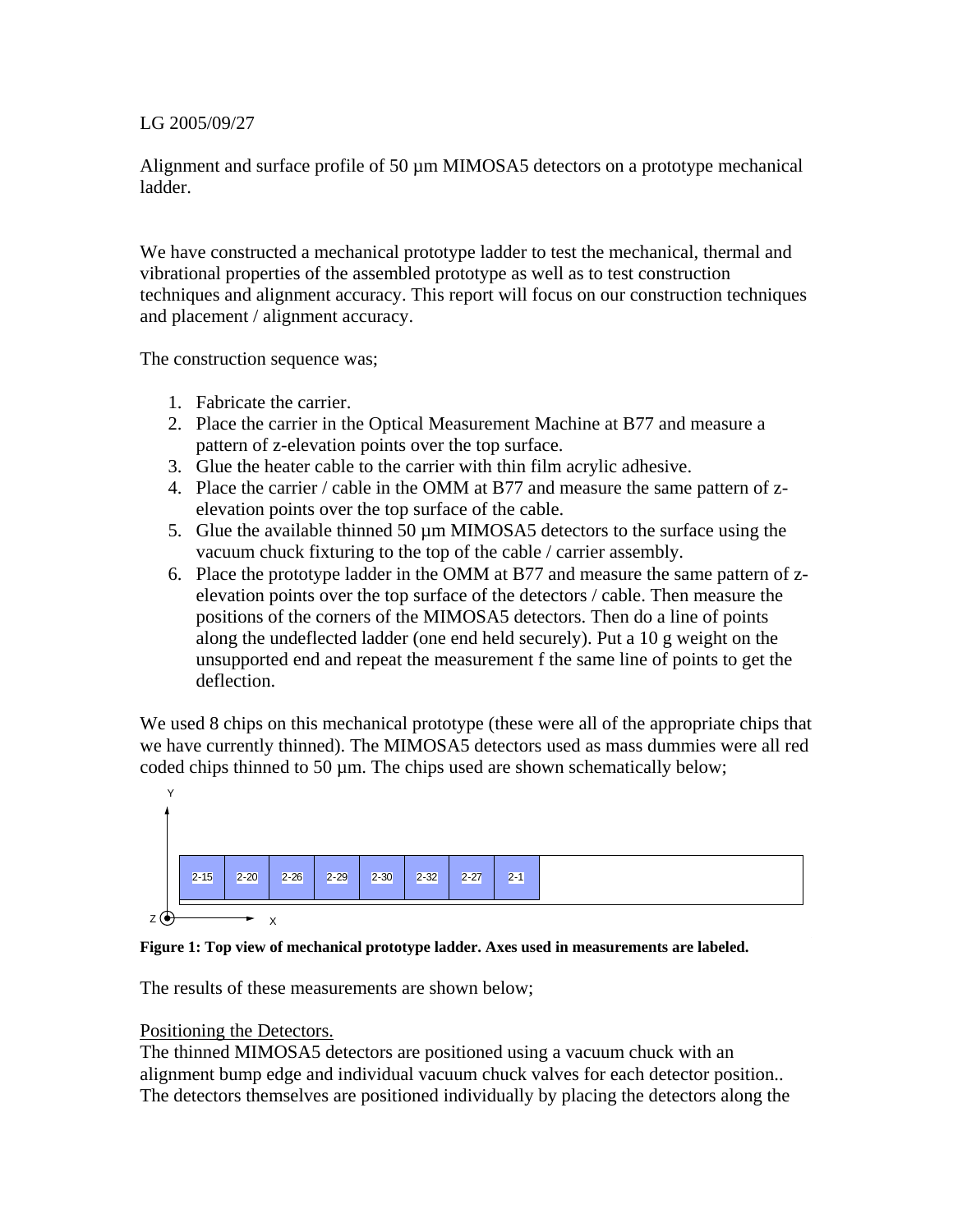LG 2005/09/27

Alignment and surface profile of 50 µm MIMOSA5 detectors on a prototype mechanical ladder.

We have constructed a mechanical prototype ladder to test the mechanical, thermal and vibrational properties of the assembled prototype as well as to test construction techniques and alignment accuracy. This report will focus on our construction techniques and placement / alignment accuracy.

The construction sequence was;

1. Fabricate the carrier.
2. Place the carrier in the Optical Measurement Machine at B77 and measure a pattern of z-elevation points over the top surface.
3. Glue the heater cable to the carrier with thin film acrylic adhesive.
4. Place the carrier / cable in the OMM at B77 and measure the same pattern of z-elevation points over the top surface of the cable.
5. Glue the available thinned 50 µm MIMOSA5 detectors to the surface using the vacuum chuck fixturing to the top of the cable / carrier assembly.
6. Place the prototype ladder in the OMM at B77 and measure the same pattern of z-elevation points over the top surface of the detectors / cable. Then measure the positions of the corners of the MIMOSA5 detectors. Then do a line of points along the undeflected ladder (one end held securely). Put a 10 g weight on the unsupported end and repeat the measurement f the same line of points to get the deflection.

We used 8 chips on this mechanical prototype (these were all of the appropriate chips that we have currently thinned). The MIMOSA5 detectors used as mass dummies were all red coded chips thinned to 50 µm. The chips used are shown schematically below;

Y

| 2-15 | 2-20 | 2-26 | 2-29 | 2-30 | 2-32 | 2-27 | 2-1 | |
|---|---|---|---|---|---|---|---|---|

Z X

**Figure 1: Top view of mechanical prototype ladder. Axes used in measurements are labeled.**

The results of these measurements are shown below;

<u>Positioning the Detectors.</u>
The thinned MIMOSA5 detectors are positioned using a vacuum chuck with an alignment bump edge and individual vacuum chuck valves for each detector position.. The detectors themselves are positioned individually by placing the detectors along the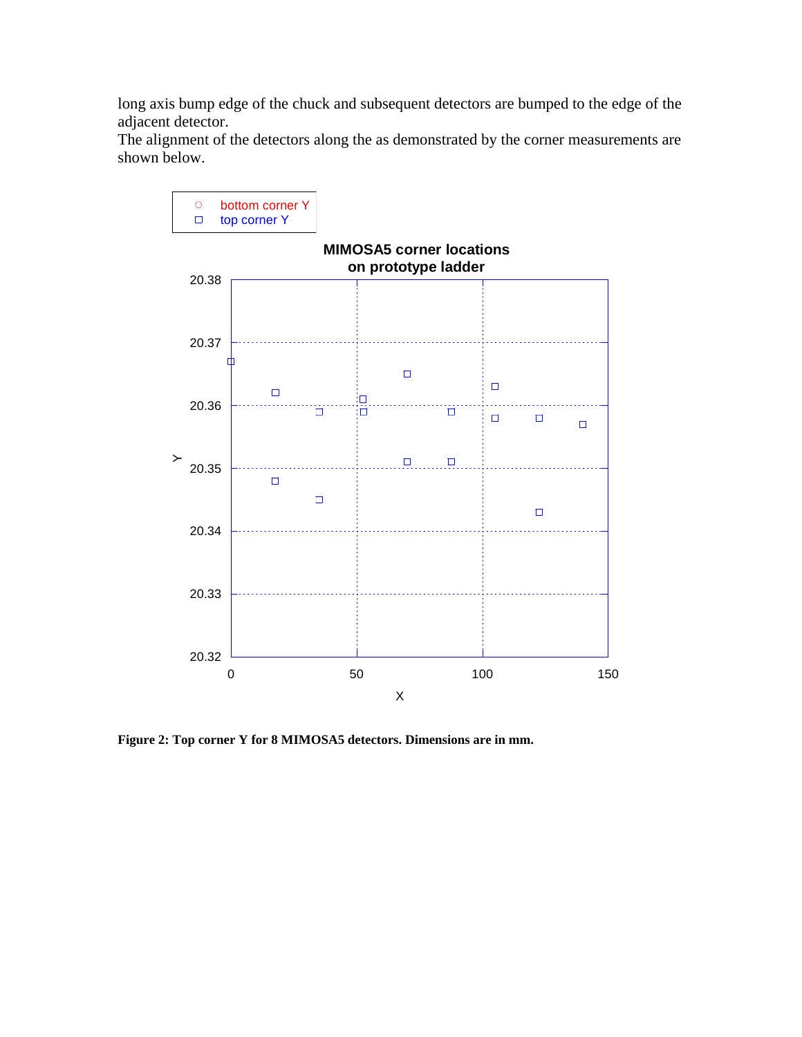long axis bump edge of the chuck and subsequent detectors are bumped to the edge of the adjacent detector.

The alignment of the detectors along the as demonstrated by the corner measurements are shown below.

**Figure 2: Top corner Y for 8 MIMOSA5 detectors. Dimensions are in mm.**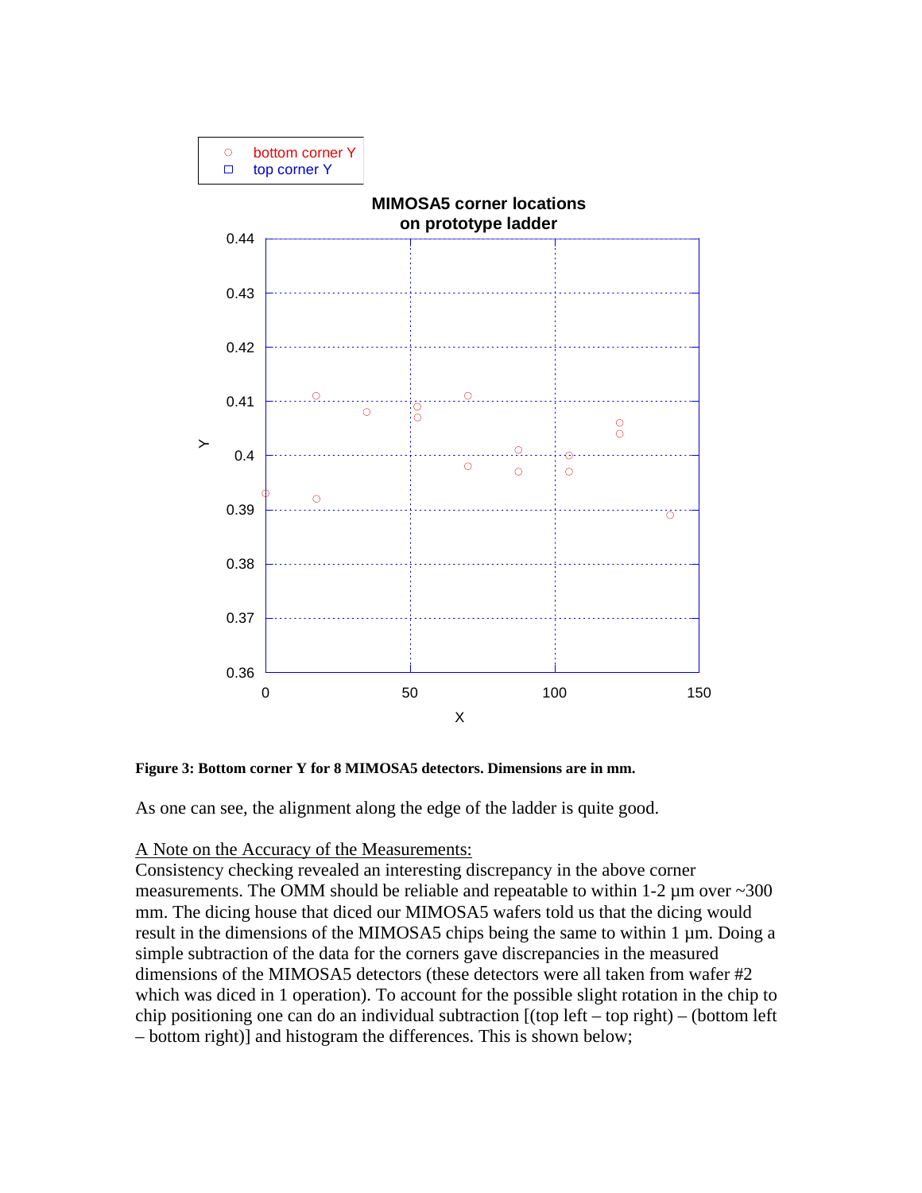**Figure 3: Bottom corner Y for 8 MIMOSA5 detectors. Dimensions are in mm.**

As one can see, the alignment along the edge of the ladder is quite good.

<u>A Note on the Accuracy of the Measurements:</u>
Consistency checking revealed an interesting discrepancy in the above corner measurements. The OMM should be reliable and repeatable to within 1-2 μm over ~300 mm. The dicing house that diced our MIMOSA5 wafers told us that the dicing would result in the dimensions of the MIMOSA5 chips being the same to within 1 μm. Doing a simple subtraction of the data for the corners gave discrepancies in the measured dimensions of the MIMOSA5 detectors (these detectors were all taken from wafer #2 which was diced in 1 operation). To account for the possible slight rotation in the chip to chip positioning one can do an individual subtraction [(top left – top right) – (bottom left – bottom right)] and histogram the differences. This is shown below;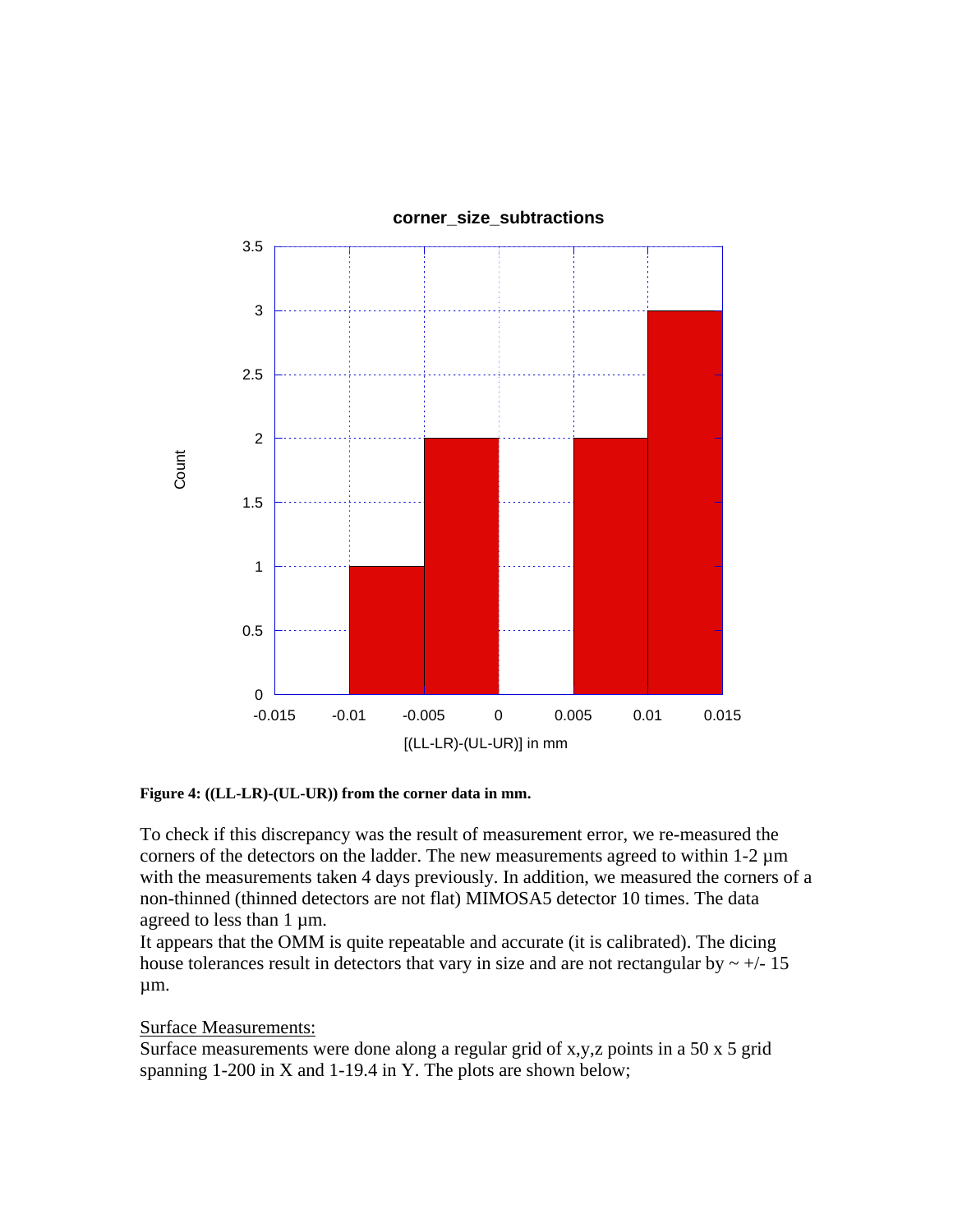**Figure 4: ((LL-LR)-(UL-UR)) from the corner data in mm.**

To check if this discrepancy was the result of measurement error, we re-measured the corners of the detectors on the ladder. The new measurements agreed to within 1-2 µm with the measurements taken 4 days previously. In addition, we measured the corners of a non-thinned (thinned detectors are not flat) MIMOSA5 detector 10 times. The data agreed to less than 1 µm.

It appears that the OMM is quite repeatable and accurate (it is calibrated). The dicing house tolerances result in detectors that vary in size and are not rectangular by ~ +/- 15 µm.

<u>Surface Measurements:</u>

Surface measurements were done along a regular grid of x,y,z points in a 50 x 5 grid spanning 1-200 in X and 1-19.4 in Y. The plots are shown below;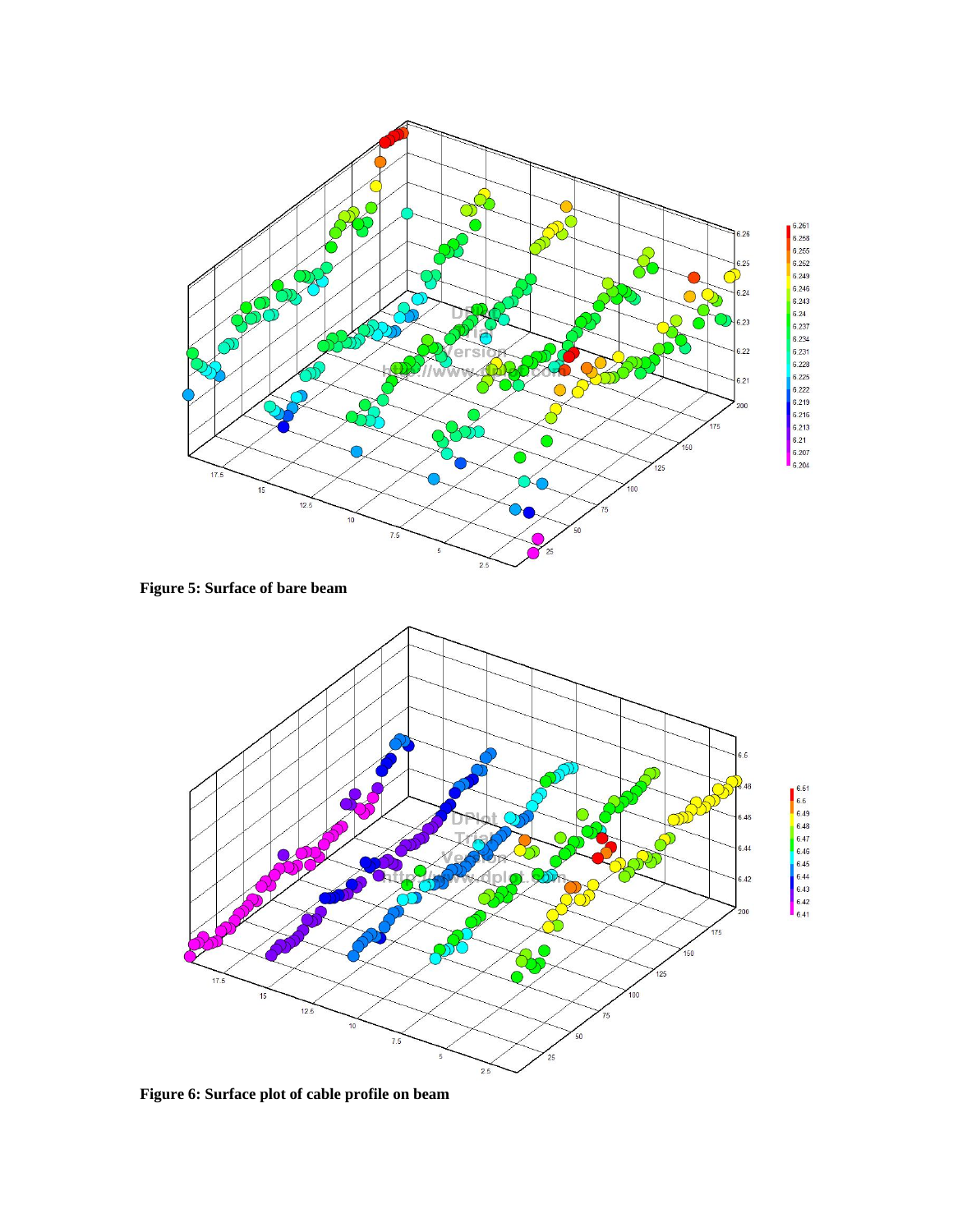**Figure 5: Surface of bare beam**

**Figure 6: Surface plot of cable profile on beam**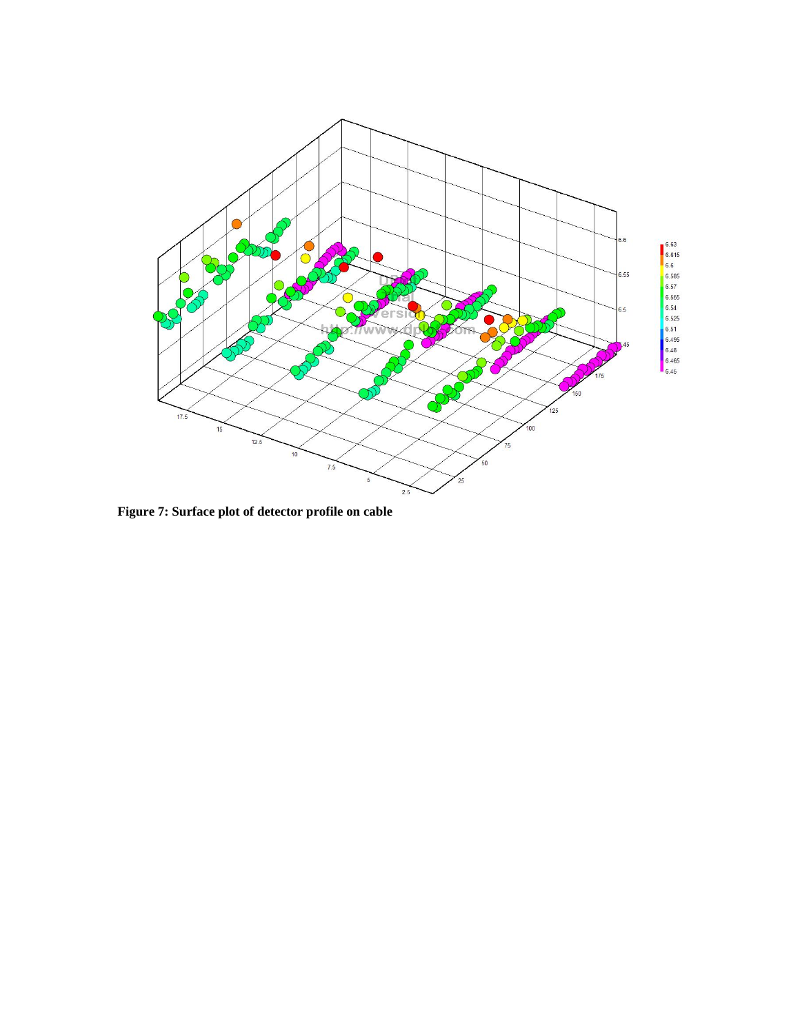**Figure 7: Surface plot of detector profile on cable**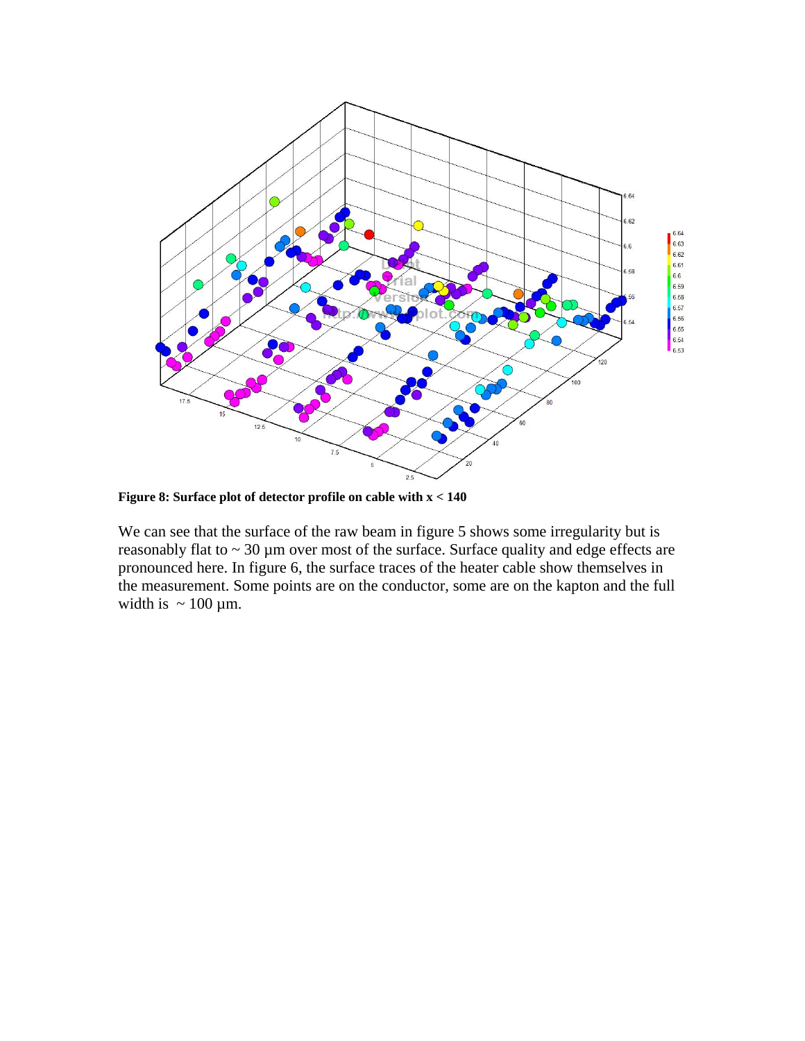6.64
6.62
6.6
6.58
6.56
6.54

6.64
6.63
6.62
6.61
6.6
6.59
6.58
6.57
6.56
6.55
6.54
6.53

17.5
15
12.5
10
7.5
5
2.5

20
40
60
80
100
120

DPlot
Trial
Version
http://www.dplot.com

**Figure 8: Surface plot of detector profile on cable with x < 140**

We can see that the surface of the raw beam in figure 5 shows some irregularity but is reasonably flat to ~ 30 µm over most of the surface. Surface quality and edge effects are pronounced here. In figure 6, the surface traces of the heater cable show themselves in the measurement. Some points are on the conductor, some are on the kapton and the full width is ~ 100 µm.